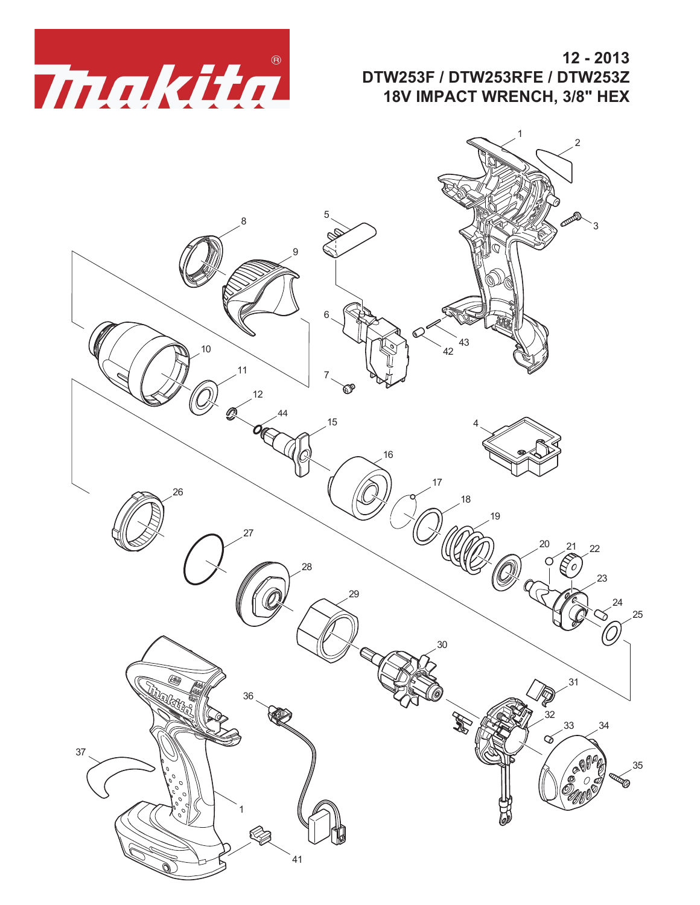# 12 - 2013

## DTW253F / DTW253RFE / DTW253Z

## 18V IMPACT WRENCH, 3/8" HEX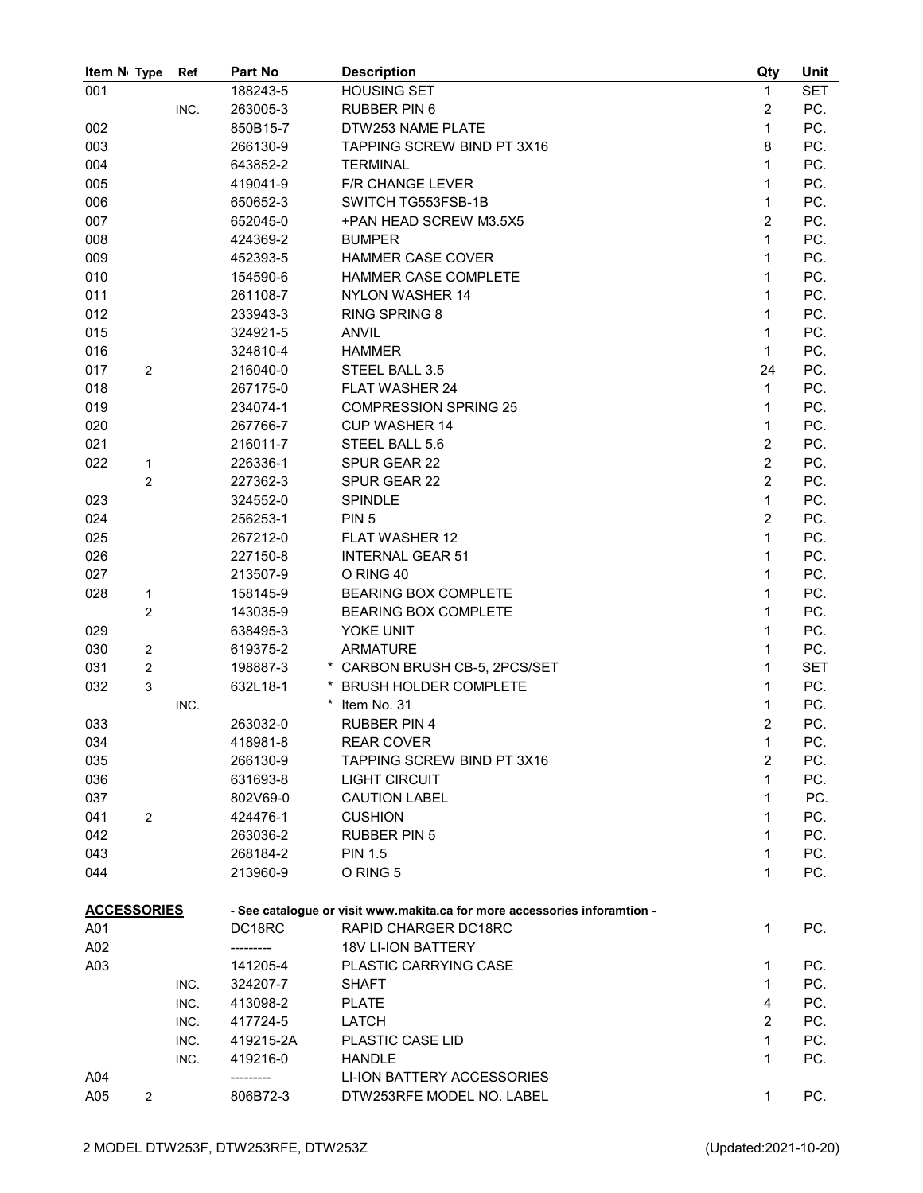| Item No | Type | Ref | Part No | Description | Qty | Unit |
|---|---|---|---|---|---|---|
| 001 | | | 188243-5 | HOUSING SET | 1 | SET |
| | | INC. | 263005-3 | RUBBER PIN 6 | 2 | PC. |
| 002 | | | 850B15-7 | DTW253 NAME PLATE | 1 | PC. |
| 003 | | | 266130-9 | TAPPING SCREW BIND PT 3X16 | 8 | PC. |
| 004 | | | 643852-2 | TERMINAL | 1 | PC. |
| 005 | | | 419041-9 | F/R CHANGE LEVER | 1 | PC. |
| 006 | | | 650652-3 | SWITCH TG553FSB-1B | 1 | PC. |
| 007 | | | 652045-0 | +PAN HEAD SCREW M3.5X5 | 2 | PC. |
| 008 | | | 424369-2 | BUMPER | 1 | PC. |
| 009 | | | 452393-5 | HAMMER CASE COVER | 1 | PC. |
| 010 | | | 154590-6 | HAMMER CASE COMPLETE | 1 | PC. |
| 011 | | | 261108-7 | NYLON WASHER 14 | 1 | PC. |
| 012 | | | 233943-3 | RING SPRING 8 | 1 | PC. |
| 015 | | | 324921-5 | ANVIL | 1 | PC. |
| 016 | | | 324810-4 | HAMMER | 1 | PC. |
| 017 | 2 | | 216040-0 | STEEL BALL 3.5 | 24 | PC. |
| 018 | | | 267175-0 | FLAT WASHER 24 | 1 | PC. |
| 019 | | | 234074-1 | COMPRESSION SPRING 25 | 1 | PC. |
| 020 | | | 267766-7 | CUP WASHER 14 | 1 | PC. |
| 021 | | | 216011-7 | STEEL BALL 5.6 | 2 | PC. |
| 022 | 1 | | 226336-1 | SPUR GEAR 22 | 2 | PC. |
| | 2 | | 227362-3 | SPUR GEAR 22 | 2 | PC. |
| 023 | | | 324552-0 | SPINDLE | 1 | PC. |
| 024 | | | 256253-1 | PIN 5 | 2 | PC. |
| 025 | | | 267212-0 | FLAT WASHER 12 | 1 | PC. |
| 026 | | | 227150-8 | INTERNAL GEAR 51 | 1 | PC. |
| 027 | | | 213507-9 | O RING 40 | 1 | PC. |
| 028 | 1 | | 158145-9 | BEARING BOX COMPLETE | 1 | PC. |
| | 2 | | 143035-9 | BEARING BOX COMPLETE | 1 | PC. |
| 029 | | | 638495-3 | YOKE UNIT | 1 | PC. |
| 030 | 2 | | 619375-2 | ARMATURE | 1 | PC. |
| 031 | 2 | | 198887-3 | * CARBON BRUSH CB-5, 2PCS/SET | 1 | SET |
| 032 | 3 | | 632L18-1 | * BRUSH HOLDER COMPLETE | 1 | PC. |
| | | INC. | | * Item No. 31 | 1 | PC. |
| 033 | | | 263032-0 | RUBBER PIN 4 | 2 | PC. |
| 034 | | | 418981-8 | REAR COVER | 1 | PC. |
| 035 | | | 266130-9 | TAPPING SCREW BIND PT 3X16 | 2 | PC. |
| 036 | | | 631693-8 | LIGHT CIRCUIT | 1 | PC. |
| 037 | | | 802V69-0 | CAUTION LABEL | 1 | PC. |
| 041 | 2 | | 424476-1 | CUSHION | 1 | PC. |
| 042 | | | 263036-2 | RUBBER PIN 5 | 1 | PC. |
| 043 | | | 268184-2 | PIN 1.5 | 1 | PC. |
| 044 | | | 213960-9 | O RING 5 | 1 | PC. |

**ACCESSORIES** - See catalogue or visit www.makita.ca for more accessories inforamtion -

| Item No | Type | Ref | Part No | Description | Qty | Unit |
|---|---|---|---|---|---|---|
| A01 | | | DC18RC | RAPID CHARGER DC18RC | 1 | PC. |
| A02 | | | --------- | 18V LI-ION BATTERY | | |
| A03 | | | 141205-4 | PLASTIC CARRYING CASE | 1 | PC. |
| | | INC. | 324207-7 | SHAFT | 1 | PC. |
| | | INC. | 413098-2 | PLATE | 4 | PC. |
| | | INC. | 417724-5 | LATCH | 2 | PC. |
| | | INC. | 419215-2A | PLASTIC CASE LID | 1 | PC. |
| | | INC. | 419216-0 | HANDLE | 1 | PC. |
| A04 | | | --------- | LI-ION BATTERY ACCESSORIES | | |
| A05 | 2 | | 806B72-3 | DTW253RFE MODEL NO. LABEL | 1 | PC. |

MODEL DTW253F, DTW253RFE, DTW253Z (Updated:2021-10-20)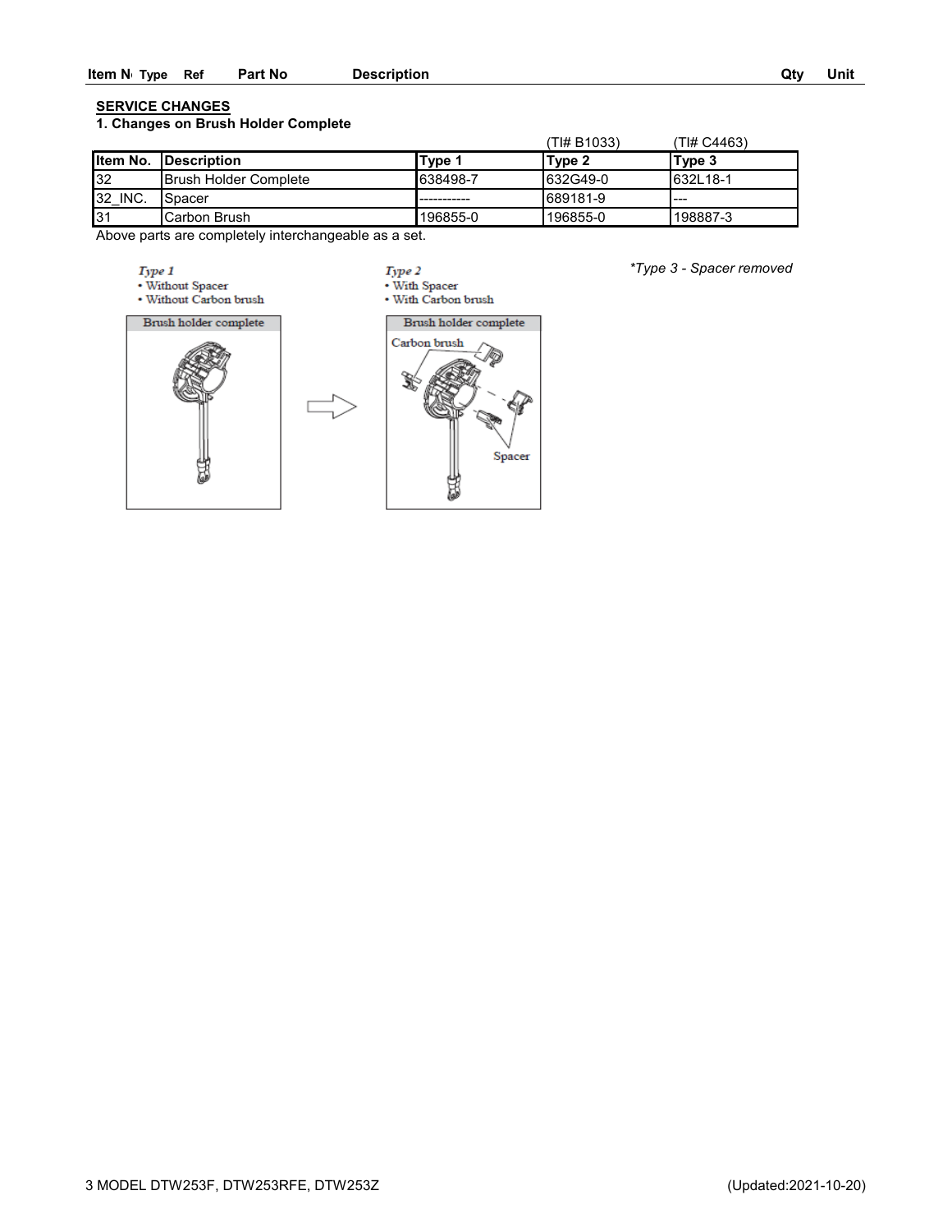## SERVICE CHANGES

**1. Changes on Brush Holder Complete**

| Item No. | Description | Type 1 | Type 2 (TI# B1033) | Type 3 (TI# C4463) |
|---|---|---|---|---|
| 32 | Brush Holder Complete | 638498-7 | 632G49-0 | 632L18-1 |
| 32_INC. | Spacer | ----------- | 689181-9 | --- |
| 31 | Carbon Brush | 196855-0 | 196855-0 | 198887-3 |

Above parts are completely interchangeable as a set.

*Type 1*
- Without Spacer
- Without Carbon brush

Brush holder complete

*Type 2*
- With Spacer
- With Carbon brush

Brush holder complete

Carbon brush

Spacer

*Type 3 - Spacer removed*